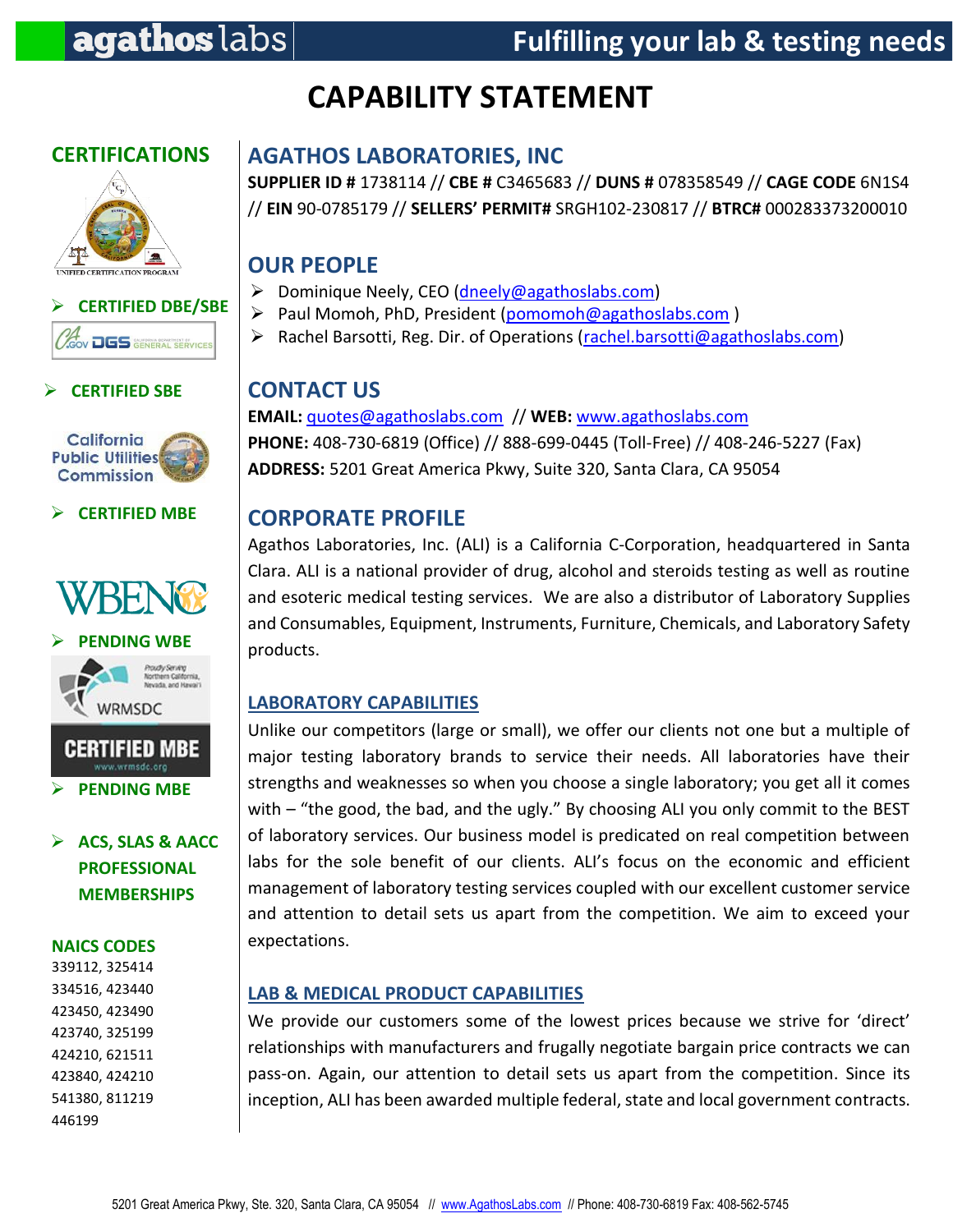agathos labs | Fulfilling your lab & testing needs

# CAPABILITY STATEMENT

## CERTIFICATIONS

- CERTIFIED DBE/SBE
- CERTIFIED SBE
- CERTIFIED MBE
- PENDING WBE
- PENDING MBE
- ACS, SLAS & AACC PROFESSIONAL MEMBERSHIPS

### NAICS CODES

339112, 325414
334516, 423440
423450, 423490
423740, 325199
424210, 621511
423840, 424210
541380, 811219
446199

## AGATHOS LABORATORIES, INC

**SUPPLIER ID #** 1738114 // **CBE #** C3465683 // **DUNS #** 078358549 // **CAGE CODE** 6N1S4 // **EIN** 90-0785179 // **SELLERS' PERMIT#** SRGH102-230817 // **BTRC#** 000283373200010

## OUR PEOPLE

- Dominique Neely, CEO (dneely@agathoslabs.com)
- Paul Momoh, PhD, President (pomomoh@agathoslabs.com )
- Rachel Barsotti, Reg. Dir. of Operations (rachel.barsotti@agathoslabs.com)

## CONTACT US

**EMAIL:** quotes@agathoslabs.com // **WEB:** www.agathoslabs.com
**PHONE:** 408-730-6819 (Office) // 888-699-0445 (Toll-Free) // 408-246-5227 (Fax)
**ADDRESS:** 5201 Great America Pkwy, Suite 320, Santa Clara, CA 95054

## CORPORATE PROFILE

Agathos Laboratories, Inc. (ALI) is a California C-Corporation, headquartered in Santa Clara. ALI is a national provider of drug, alcohol and steroids testing as well as routine and esoteric medical testing services. We are also a distributor of Laboratory Supplies and Consumables, Equipment, Instruments, Furniture, Chemicals, and Laboratory Safety products.

### LABORATORY CAPABILITIES

Unlike our competitors (large or small), we offer our clients not one but a multiple of major testing laboratory brands to service their needs. All laboratories have their strengths and weaknesses so when you choose a single laboratory; you get all it comes with – "the good, the bad, and the ugly." By choosing ALI you only commit to the BEST of laboratory services. Our business model is predicated on real competition between labs for the sole benefit of our clients. ALI's focus on the economic and efficient management of laboratory testing services coupled with our excellent customer service and attention to detail sets us apart from the competition. We aim to exceed your expectations.

### LAB & MEDICAL PRODUCT CAPABILITIES

We provide our customers some of the lowest prices because we strive for 'direct' relationships with manufacturers and frugally negotiate bargain price contracts we can pass-on. Again, our attention to detail sets us apart from the competition. Since its inception, ALI has been awarded multiple federal, state and local government contracts.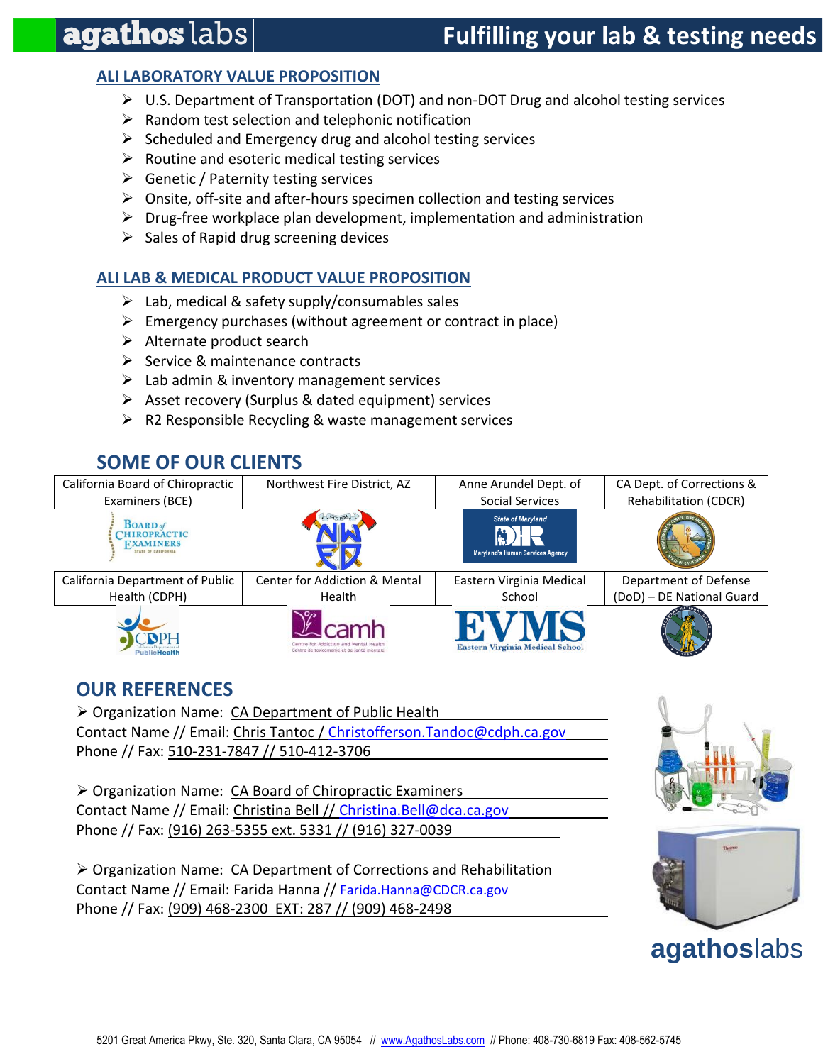## ALI LABORATORY VALUE PROPOSITION

- U.S. Department of Transportation (DOT) and non-DOT Drug and alcohol testing services
- Random test selection and telephonic notification
- Scheduled and Emergency drug and alcohol testing services
- Routine and esoteric medical testing services
- Genetic / Paternity testing services
- Onsite, off-site and after-hours specimen collection and testing services
- Drug-free workplace plan development, implementation and administration
- Sales of Rapid drug screening devices

## ALI LAB & MEDICAL PRODUCT VALUE PROPOSITION

- Lab, medical & safety supply/consumables sales
- Emergency purchases (without agreement or contract in place)
- Alternate product search
- Service & maintenance contracts
- Lab admin & inventory management services
- Asset recovery (Surplus & dated equipment) services
- R2 Responsible Recycling & waste management services

## SOME OF OUR CLIENTS

| | | | |
|---|---|---|---|
| California Board of Chiropractic Examiners (BCE) | Northwest Fire District, AZ | Anne Arundel Dept. of Social Services | CA Dept. of Corrections & Rehabilitation (CDCR) |
| California Department of Public Health (CDPH) | Center for Addiction & Mental Health | Eastern Virginia Medical School | Department of Defense (DoD) – DE National Guard |

## OUR REFERENCES

➢ Organization Name: CA Department of Public Health
Contact Name // Email: Chris Tantoc / Christofferson.Tandoc@cdph.ca.gov
Phone // Fax: 510-231-7847 // 510-412-3706

➢ Organization Name: CA Board of Chiropractic Examiners
Contact Name // Email: Christina Bell // Christina.Bell@dca.ca.gov
Phone // Fax: (916) 263-5355 ext. 5331 // (916) 327-0039

➢ Organization Name: CA Department of Corrections and Rehabilitation
Contact Name // Email: Farida Hanna // Farida.Hanna@CDCR.ca.gov
Phone // Fax: (909) 468-2300 EXT: 287 // (909) 468-2498

agathoslabs

5201 Great America Pkwy, Ste. 320, Santa Clara, CA 95054 // www.AgathosLabs.com // Phone: 408-730-6819 Fax: 408-562-5745